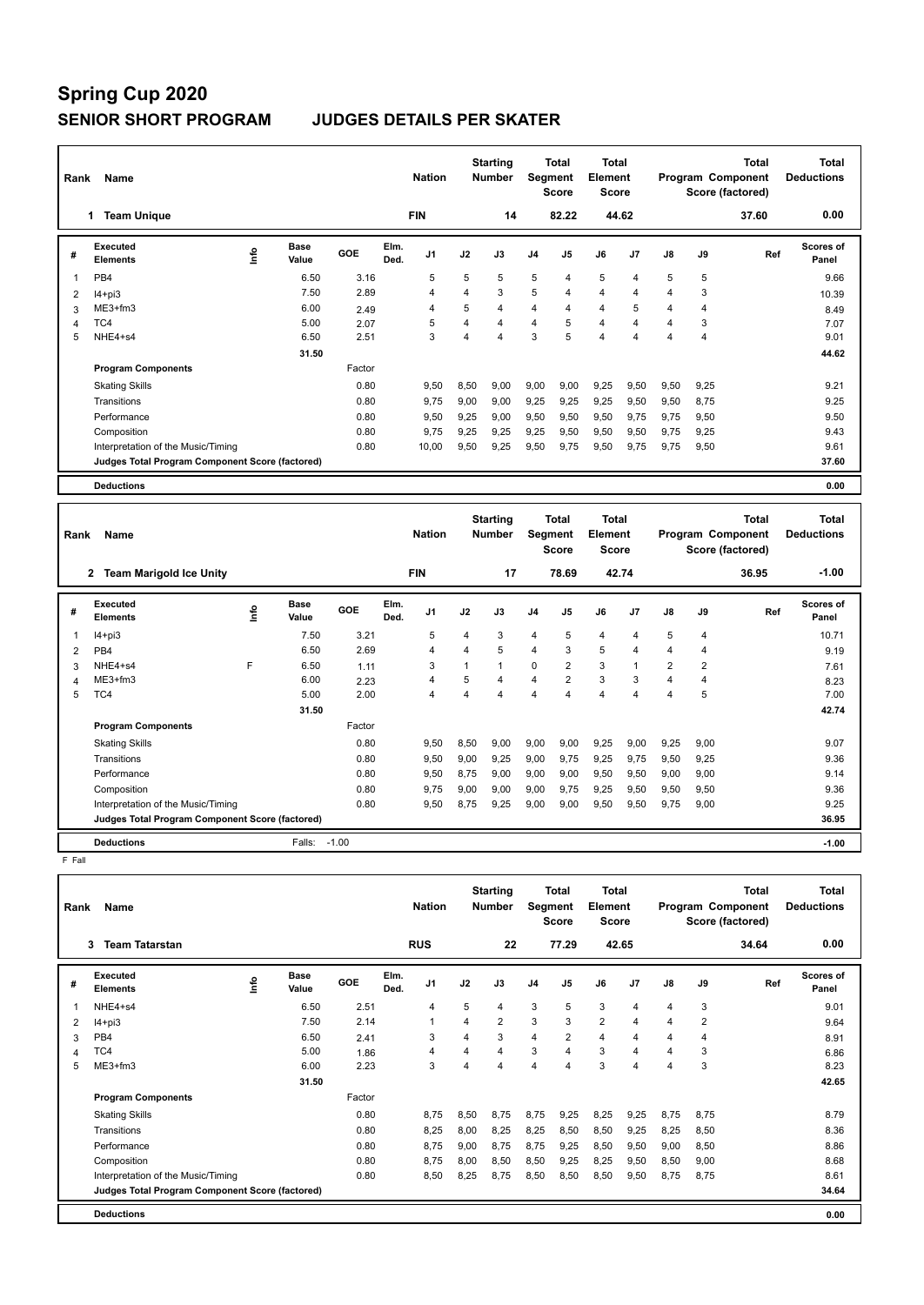# Spring Cup 2020

## SENIOR SHORT PROGRAM JUDGES DETAILS PER SKATER

| Rank | Name | Nation | Starting Number | Total Segment Score | Total Element Score | Total Program Component Score (factored) | Total Deductions |
|---|---|---|---|---|---|---|---|
| 1 | Team Unique | FIN | 14 | 82.22 | 44.62 | 37.60 | 0.00 |

| # | Executed Elements | Info | Base Value | GOE | Elm. Ded. | J1 | J2 | J3 | J4 | J5 | J6 | J7 | J8 | J9 | Ref | Scores of Panel |
|---|---|---|---|---|---|---|---|---|---|---|---|---|---|---|---|---|
| 1 | PB4 | | 6.50 | 3.16 | | 5 | 5 | 5 | 5 | 4 | 5 | 4 | 5 | 5 | | 9.66 |
| 2 | I4+pi3 | | 7.50 | 2.89 | | 4 | 4 | 3 | 5 | 4 | 4 | 4 | 4 | 3 | | 10.39 |
| 3 | ME3+fm3 | | 6.00 | 2.49 | | 4 | 5 | 4 | 4 | 4 | 4 | 5 | 4 | 4 | | 8.49 |
| 4 | TC4 | | 5.00 | 2.07 | | 5 | 4 | 4 | 4 | 5 | 4 | 4 | 4 | 3 | | 7.07 |
| 5 | NHE4+s4 | | 6.50 | 2.51 | | 3 | 4 | 4 | 3 | 5 | 4 | 4 | 4 | 4 | | 9.01 |
| | | | 31.50 | | | | | | | | | | | | | 44.62 |

| Program Components | Factor | J1 | J2 | J3 | J4 | J5 | J6 | J7 | J8 | J9 | Scores of Panel |
|---|---|---|---|---|---|---|---|---|---|---|---|
| Skating Skills | 0.80 | 9,50 | 8,50 | 9,00 | 9,00 | 9,00 | 9,25 | 9,50 | 9,50 | 9,25 | 9.21 |
| Transitions | 0.80 | 9,75 | 9,00 | 9,00 | 9,25 | 9,25 | 9,25 | 9,50 | 9,50 | 8,75 | 9.25 |
| Performance | 0.80 | 9,50 | 9,25 | 9,00 | 9,50 | 9,50 | 9,50 | 9,75 | 9,75 | 9,50 | 9.50 |
| Composition | 0.80 | 9,75 | 9,25 | 9,25 | 9,25 | 9,50 | 9,50 | 9,50 | 9,75 | 9,25 | 9.43 |
| Interpretation of the Music/Timing | 0.80 | 10,00 | 9,50 | 9,25 | 9,50 | 9,75 | 9,50 | 9,75 | 9,75 | 9,50 | 9.61 |
| Judges Total Program Component Score (factored) | | | | | | | | | | | 37.60 |

**Deductions** 0.00

| Rank | Name | Nation | Starting Number | Total Segment Score | Total Element Score | Total Program Component Score (factored) | Total Deductions |
|---|---|---|---|---|---|---|---|
| 2 | Team Marigold Ice Unity | FIN | 17 | 78.69 | 42.74 | 36.95 | -1.00 |

| # | Executed Elements | Info | Base Value | GOE | Elm. Ded. | J1 | J2 | J3 | J4 | J5 | J6 | J7 | J8 | J9 | Ref | Scores of Panel |
|---|---|---|---|---|---|---|---|---|---|---|---|---|---|---|---|---|
| 1 | I4+pi3 | | 7.50 | 3.21 | | 5 | 4 | 3 | 4 | 5 | 4 | 4 | 5 | 4 | | 10.71 |
| 2 | PB4 | | 6.50 | 2.69 | | 4 | 4 | 5 | 4 | 3 | 5 | 4 | 4 | 4 | | 9.19 |
| 3 | NHE4+s4 | F | 6.50 | 1.11 | | 3 | 1 | 1 | 0 | 2 | 3 | 1 | 2 | 2 | | 7.61 |
| 4 | ME3+fm3 | | 6.00 | 2.23 | | 4 | 5 | 4 | 4 | 2 | 3 | 3 | 4 | 4 | | 8.23 |
| 5 | TC4 | | 5.00 | 2.00 | | 4 | 4 | 4 | 4 | 4 | 4 | 4 | 4 | 5 | | 7.00 |
| | | | 31.50 | | | | | | | | | | | | | 42.74 |

| Program Components | Factor | J1 | J2 | J3 | J4 | J5 | J6 | J7 | J8 | J9 | Scores of Panel |
|---|---|---|---|---|---|---|---|---|---|---|---|
| Skating Skills | 0.80 | 9,50 | 8,50 | 9,00 | 9,00 | 9,00 | 9,25 | 9,00 | 9,25 | 9,00 | 9.07 |
| Transitions | 0.80 | 9,50 | 9,00 | 9,25 | 9,00 | 9,75 | 9,25 | 9,75 | 9,50 | 9,25 | 9.36 |
| Performance | 0.80 | 9,50 | 8,75 | 9,00 | 9,00 | 9,00 | 9,50 | 9,50 | 9,00 | 9,00 | 9.14 |
| Composition | 0.80 | 9,75 | 9,00 | 9,00 | 9,00 | 9,75 | 9,25 | 9,50 | 9,50 | 9,50 | 9.36 |
| Interpretation of the Music/Timing | 0.80 | 9,50 | 8,75 | 9,25 | 9,00 | 9,00 | 9,50 | 9,50 | 9,75 | 9,00 | 9.25 |
| Judges Total Program Component Score (factored) | | | | | | | | | | | 36.95 |

**Deductions** Falls: -1.00 -1.00

F Fall

| Rank | Name | Nation | Starting Number | Total Segment Score | Total Element Score | Total Program Component Score (factored) | Total Deductions |
|---|---|---|---|---|---|---|---|
| 3 | Team Tatarstan | RUS | 22 | 77.29 | 42.65 | 34.64 | 0.00 |

| # | Executed Elements | Info | Base Value | GOE | Elm. Ded. | J1 | J2 | J3 | J4 | J5 | J6 | J7 | J8 | J9 | Ref | Scores of Panel |
|---|---|---|---|---|---|---|---|---|---|---|---|---|---|---|---|---|
| 1 | NHE4+s4 | | 6.50 | 2.51 | | 4 | 5 | 4 | 3 | 5 | 3 | 4 | 4 | 3 | | 9.01 |
| 2 | I4+pi3 | | 7.50 | 2.14 | | 1 | 4 | 2 | 3 | 3 | 2 | 4 | 4 | 2 | | 9.64 |
| 3 | PB4 | | 6.50 | 2.41 | | 3 | 4 | 3 | 4 | 2 | 4 | 4 | 4 | 4 | | 8.91 |
| 4 | TC4 | | 5.00 | 1.86 | | 4 | 4 | 4 | 3 | 4 | 3 | 4 | 4 | 3 | | 6.86 |
| 5 | ME3+fm3 | | 6.00 | 2.23 | | 3 | 4 | 4 | 4 | 4 | 3 | 4 | 4 | 3 | | 8.23 |
| | | | 31.50 | | | | | | | | | | | | | 42.65 |

| Program Components | Factor | J1 | J2 | J3 | J4 | J5 | J6 | J7 | J8 | J9 | Scores of Panel |
|---|---|---|---|---|---|---|---|---|---|---|---|
| Skating Skills | 0.80 | 8,75 | 8,50 | 8,75 | 8,75 | 9,25 | 8,25 | 9,25 | 8,75 | 8,75 | 8.79 |
| Transitions | 0.80 | 8,25 | 8,00 | 8,25 | 8,25 | 8,50 | 8,50 | 9,25 | 8,25 | 8,50 | 8.36 |
| Performance | 0.80 | 8,75 | 9,00 | 8,75 | 8,75 | 9,25 | 8,50 | 9,50 | 9,00 | 8,50 | 8.86 |
| Composition | 0.80 | 8,75 | 8,00 | 8,50 | 8,50 | 9,25 | 8,25 | 9,50 | 8,50 | 9,00 | 8.68 |
| Interpretation of the Music/Timing | 0.80 | 8,50 | 8,25 | 8,75 | 8,50 | 8,50 | 8,50 | 9,50 | 8,75 | 8,75 | 8.61 |
| Judges Total Program Component Score (factored) | | | | | | | | | | | 34.64 |

**Deductions** 0.00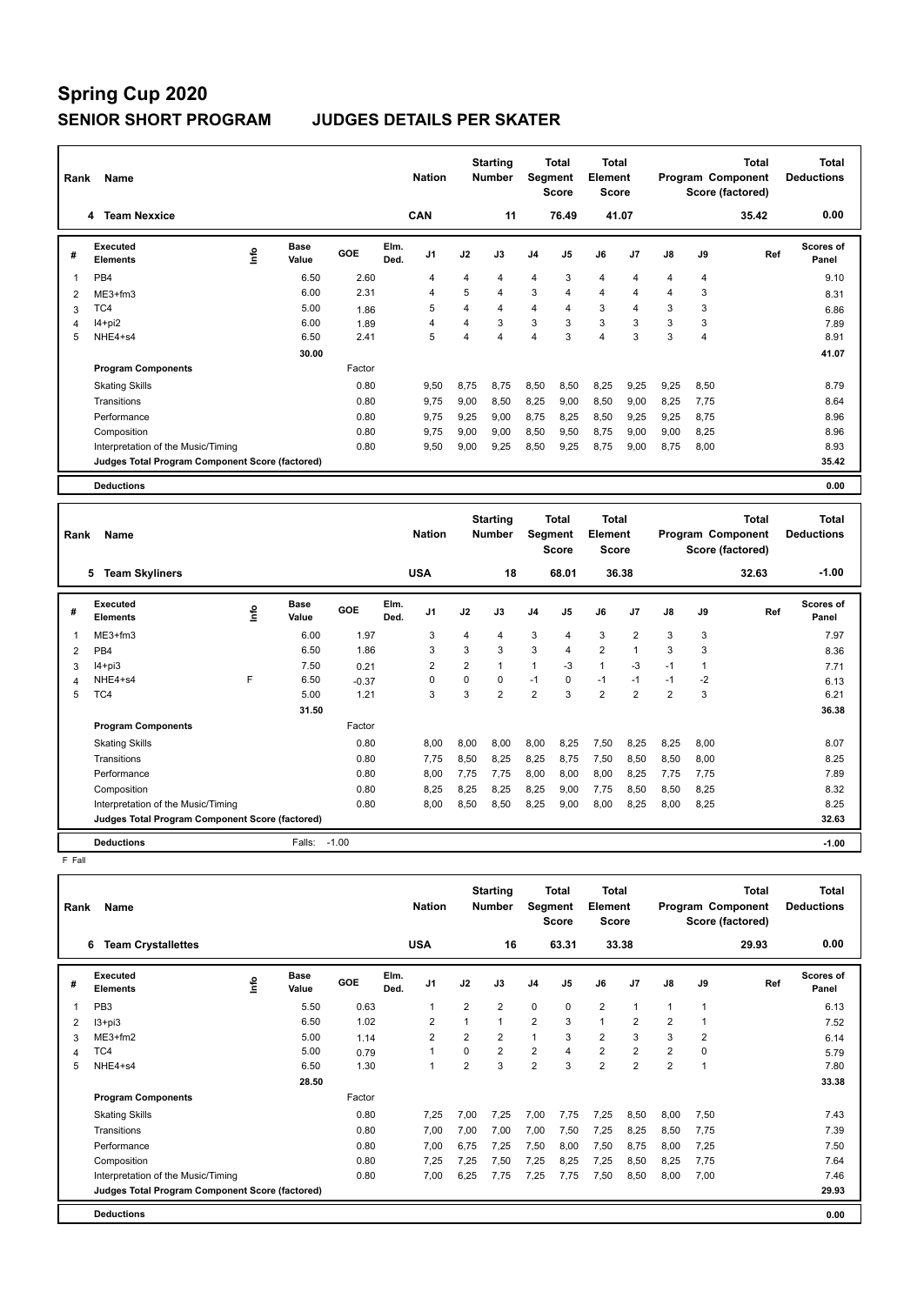# Spring Cup 2020

## SENIOR SHORT PROGRAM JUDGES DETAILS PER SKATER

| Rank | Name | Nation | Starting Number | Total Segment Score | Total Element Score | Total Program Component Score (factored) | Total Deductions |
|---|---|---|---|---|---|---|---|
| 4 | Team Nexxice | CAN | 11 | 76.49 | 41.07 | 35.42 | 0.00 |

| # | Executed Elements | Info | Base Value | GOE | Elm. Ded. | J1 | J2 | J3 | J4 | J5 | J6 | J7 | J8 | J9 | Ref | Scores of Panel |
|---|---|---|---|---|---|---|---|---|---|---|---|---|---|---|---|---|
| 1 | PB4 | | 6.50 | 2.60 | | 4 | 4 | 4 | 4 | 3 | 4 | 4 | 4 | 4 | | 9.10 |
| 2 | ME3+fm3 | | 6.00 | 2.31 | | 4 | 5 | 4 | 3 | 4 | 4 | 4 | 4 | 3 | | 8.31 |
| 3 | TC4 | | 5.00 | 1.86 | | 5 | 4 | 4 | 4 | 4 | 3 | 4 | 3 | 3 | | 6.86 |
| 4 | I4+pi2 | | 6.00 | 1.89 | | 4 | 4 | 3 | 3 | 3 | 3 | 3 | 3 | 3 | | 7.89 |
| 5 | NHE4+s4 | | 6.50 | 2.41 | | 5 | 4 | 4 | 4 | 3 | 4 | 3 | 3 | 4 | | 8.91 |
| | | | 30.00 | | | | | | | | | | | | | 41.07 |
| | **Program Components** | | | Factor | | | | | | | | | | | | |
| | Skating Skills | | | 0.80 | | 9,50 | 8,75 | 8,75 | 8,50 | 8,50 | 8,25 | 9,25 | 9,25 | 8,50 | | 8.79 |
| | Transitions | | | 0.80 | | 9,75 | 9,00 | 8,50 | 8,25 | 9,00 | 8,50 | 9,00 | 8,25 | 7,75 | | 8.64 |
| | Performance | | | 0.80 | | 9,75 | 9,25 | 9,00 | 8,75 | 8,25 | 8,50 | 9,25 | 9,25 | 8,75 | | 8.96 |
| | Composition | | | 0.80 | | 9,75 | 9,00 | 9,00 | 8,50 | 9,50 | 8,75 | 9,00 | 9,00 | 8,25 | | 8.96 |
| | Interpretation of the Music/Timing | | | 0.80 | | 9,50 | 9,00 | 9,25 | 8,50 | 9,25 | 8,75 | 9,00 | 8,75 | 8,00 | | 8.93 |
| | **Judges Total Program Component Score (factored)** | | | | | | | | | | | | | | | 35.42 |
| | **Deductions** | | | | | | | | | | | | | | | 0.00 |

| Rank | Name | Nation | Starting Number | Total Segment Score | Total Element Score | Total Program Component Score (factored) | Total Deductions |
|---|---|---|---|---|---|---|---|
| 5 | Team Skyliners | USA | 18 | 68.01 | 36.38 | 32.63 | -1.00 |

| # | Executed Elements | Info | Base Value | GOE | Elm. Ded. | J1 | J2 | J3 | J4 | J5 | J6 | J7 | J8 | J9 | Ref | Scores of Panel |
|---|---|---|---|---|---|---|---|---|---|---|---|---|---|---|---|---|
| 1 | ME3+fm3 | | 6.00 | 1.97 | | 3 | 4 | 4 | 3 | 4 | 3 | 2 | 3 | 3 | | 7.97 |
| 2 | PB4 | | 6.50 | 1.86 | | 3 | 3 | 3 | 3 | 4 | 2 | 1 | 3 | 3 | | 8.36 |
| 3 | I4+pi3 | | 7.50 | 0.21 | | 2 | 2 | 1 | 1 | -3 | 1 | -3 | -1 | 1 | | 7.71 |
| 4 | NHE4+s4 | F | 6.50 | -0.37 | | 0 | 0 | 0 | -1 | 0 | -1 | -1 | -1 | -2 | | 6.13 |
| 5 | TC4 | | 5.00 | 1.21 | | 3 | 3 | 2 | 2 | 3 | 2 | 2 | 2 | 3 | | 6.21 |
| | | | 31.50 | | | | | | | | | | | | | 36.38 |
| | **Program Components** | | | Factor | | | | | | | | | | | | |
| | Skating Skills | | | 0.80 | | 8,00 | 8,00 | 8,00 | 8,00 | 8,25 | 7,50 | 8,25 | 8,25 | 8,00 | | 8.07 |
| | Transitions | | | 0.80 | | 7,75 | 8,50 | 8,25 | 8,25 | 8,75 | 7,50 | 8,50 | 8,50 | 8,00 | | 8.25 |
| | Performance | | | 0.80 | | 8,00 | 7,75 | 7,75 | 8,00 | 8,00 | 8,00 | 8,25 | 7,75 | 7,75 | | 7.89 |
| | Composition | | | 0.80 | | 8,25 | 8,25 | 8,25 | 8,25 | 9,00 | 7,75 | 8,50 | 8,50 | 8,25 | | 8.32 |
| | Interpretation of the Music/Timing | | | 0.80 | | 8,00 | 8,50 | 8,50 | 8,25 | 9,00 | 8,00 | 8,25 | 8,00 | 8,25 | | 8.25 |
| | **Judges Total Program Component Score (factored)** | | | | | | | | | | | | | | | 32.63 |
| | **Deductions** | | Falls: | -1.00 | | | | | | | | | | | | -1.00 |

F Fall

| Rank | Name | Nation | Starting Number | Total Segment Score | Total Element Score | Total Program Component Score (factored) | Total Deductions |
|---|---|---|---|---|---|---|---|
| 6 | Team Crystallettes | USA | 16 | 63.31 | 33.38 | 29.93 | 0.00 |

| # | Executed Elements | Info | Base Value | GOE | Elm. Ded. | J1 | J2 | J3 | J4 | J5 | J6 | J7 | J8 | J9 | Ref | Scores of Panel |
|---|---|---|---|---|---|---|---|---|---|---|---|---|---|---|---|---|
| 1 | PB3 | | 5.50 | 0.63 | | 1 | 2 | 2 | 0 | 0 | 2 | 1 | 1 | 1 | | 6.13 |
| 2 | I3+pi3 | | 6.50 | 1.02 | | 2 | 1 | 1 | 2 | 3 | 1 | 2 | 2 | 1 | | 7.52 |
| 3 | ME3+fm2 | | 5.00 | 1.14 | | 2 | 2 | 2 | 1 | 3 | 2 | 3 | 3 | 2 | | 6.14 |
| 4 | TC4 | | 5.00 | 0.79 | | 1 | 0 | 2 | 2 | 4 | 2 | 2 | 2 | 0 | | 5.79 |
| 5 | NHE4+s4 | | 6.50 | 1.30 | | 1 | 2 | 3 | 2 | 3 | 2 | 2 | 2 | 1 | | 7.80 |
| | | | 28.50 | | | | | | | | | | | | | 33.38 |
| | **Program Components** | | | Factor | | | | | | | | | | | | |
| | Skating Skills | | | 0.80 | | 7,25 | 7,00 | 7,25 | 7,00 | 7,75 | 7,25 | 8,50 | 8,00 | 7,50 | | 7.43 |
| | Transitions | | | 0.80 | | 7,00 | 7,00 | 7,00 | 7,00 | 7,50 | 7,25 | 8,25 | 8,50 | 7,75 | | 7.39 |
| | Performance | | | 0.80 | | 7,00 | 6,75 | 7,25 | 7,50 | 8,00 | 7,50 | 8,75 | 8,00 | 7,25 | | 7.50 |
| | Composition | | | 0.80 | | 7,25 | 7,25 | 7,50 | 7,25 | 8,25 | 7,25 | 8,50 | 8,25 | 7,75 | | 7.64 |
| | Interpretation of the Music/Timing | | | 0.80 | | 7,00 | 6,25 | 7,75 | 7,25 | 7,75 | 7,50 | 8,50 | 8,00 | 7,00 | | 7.46 |
| | **Judges Total Program Component Score (factored)** | | | | | | | | | | | | | | | 29.93 |
| | **Deductions** | | | | | | | | | | | | | | | 0.00 |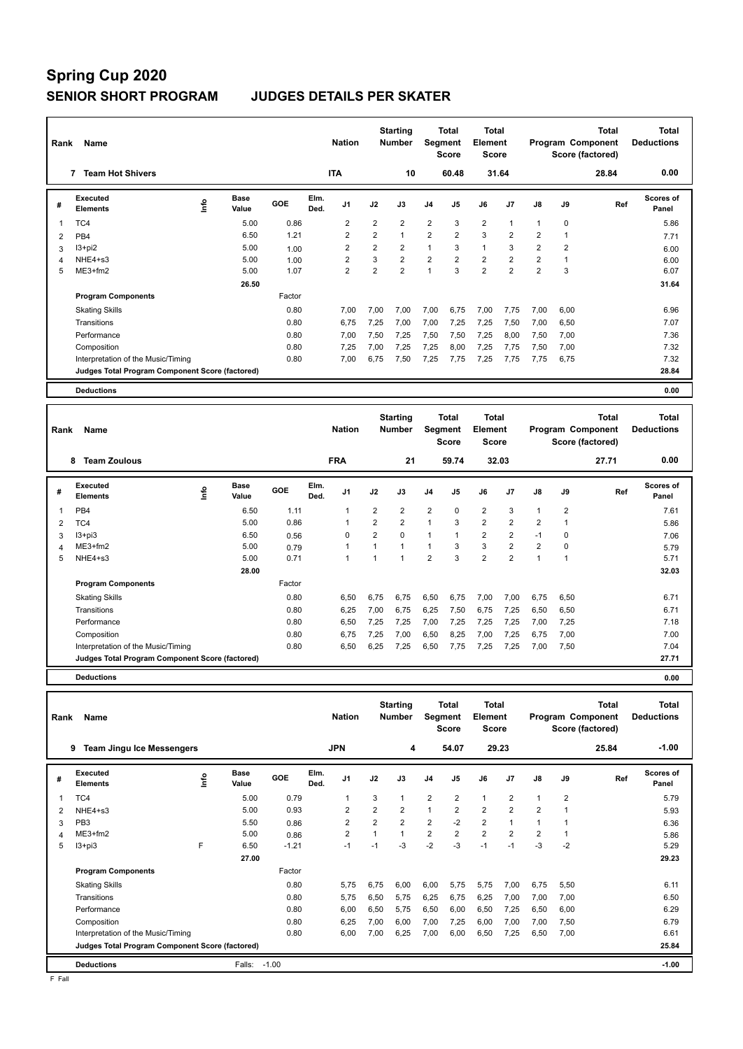# Spring Cup 2020

## SENIOR SHORT PROGRAM JUDGES DETAILS PER SKATER

| Rank | Name | Nation | Starting Number | Total Segment Score | Total Element Score | Total Program Component Score (factored) | Total Deductions |
|---|---|---|---|---|---|---|---|
| 7 | Team Hot Shivers | ITA | 10 | 60.48 | 31.64 | 28.84 | 0.00 |

| # | Executed Elements | Info | Base Value | GOE | Elm. Ded. | J1 | J2 | J3 | J4 | J5 | J6 | J7 | J8 | J9 | Ref | Scores of Panel |
|---|---|---|---|---|---|---|---|---|---|---|---|---|---|---|---|---|
| 1 | TC4 | | 5.00 | 0.86 | | 2 | 2 | 2 | 2 | 3 | 2 | 1 | 1 | 0 | | 5.86 |
| 2 | PB4 | | 6.50 | 1.21 | | 2 | 2 | 1 | 2 | 2 | 3 | 2 | 2 | 1 | | 7.71 |
| 3 | I3+pi2 | | 5.00 | 1.00 | | 2 | 2 | 2 | 1 | 3 | 1 | 3 | 2 | 2 | | 6.00 |
| 4 | NHE4+s3 | | 5.00 | 1.00 | | 2 | 3 | 2 | 2 | 2 | 2 | 2 | 2 | 1 | | 6.00 |
| 5 | ME3+fm2 | | 5.00 | 1.07 | | 2 | 2 | 2 | 1 | 3 | 2 | 2 | 2 | 3 | | 6.07 |
| | | | 26.50 | | | | | | | | | | | | | 31.64 |
| | **Program Components** | | | Factor | | | | | | | | | | | | |
| | Skating Skills | | | 0.80 | | 7,00 | 7,00 | 7,00 | 7,00 | 6,75 | 7,00 | 7,75 | 7,00 | 6,00 | | 6.96 |
| | Transitions | | | 0.80 | | 6,75 | 7,25 | 7,00 | 7,00 | 7,25 | 7,25 | 7,50 | 7,00 | 6,50 | | 7.07 |
| | Performance | | | 0.80 | | 7,00 | 7,50 | 7,25 | 7,50 | 7,50 | 7,25 | 8,00 | 7,50 | 7,00 | | 7.36 |
| | Composition | | | 0.80 | | 7,25 | 7,00 | 7,25 | 7,25 | 8,00 | 7,25 | 7,75 | 7,50 | 7,00 | | 7.32 |
| | Interpretation of the Music/Timing | | | 0.80 | | 7,00 | 6,75 | 7,50 | 7,25 | 7,75 | 7,25 | 7,75 | 7,75 | 6,75 | | 7.32 |
| | **Judges Total Program Component Score (factored)** | | | | | | | | | | | | | | | 28.84 |
| | **Deductions** | | | | | | | | | | | | | | | 0.00 |

| Rank | Name | Nation | Starting Number | Total Segment Score | Total Element Score | Total Program Component Score (factored) | Total Deductions |
|---|---|---|---|---|---|---|---|
| 8 | Team Zoulous | FRA | 21 | 59.74 | 32.03 | 27.71 | 0.00 |

| # | Executed Elements | Info | Base Value | GOE | Elm. Ded. | J1 | J2 | J3 | J4 | J5 | J6 | J7 | J8 | J9 | Ref | Scores of Panel |
|---|---|---|---|---|---|---|---|---|---|---|---|---|---|---|---|---|
| 1 | PB4 | | 6.50 | 1.11 | | 1 | 2 | 2 | 2 | 0 | 2 | 3 | 1 | 2 | | 7.61 |
| 2 | TC4 | | 5.00 | 0.86 | | 1 | 2 | 2 | 1 | 3 | 2 | 2 | 2 | 1 | | 5.86 |
| 3 | I3+pi3 | | 6.50 | 0.56 | | 0 | 2 | 0 | 1 | 1 | 2 | 2 | -1 | 0 | | 7.06 |
| 4 | ME3+fm2 | | 5.00 | 0.79 | | 1 | 1 | 1 | 1 | 3 | 3 | 2 | 2 | 0 | | 5.79 |
| 5 | NHE4+s3 | | 5.00 | 0.71 | | 1 | 1 | 1 | 2 | 3 | 2 | 2 | 1 | 1 | | 5.71 |
| | | | 28.00 | | | | | | | | | | | | | 32.03 |
| | **Program Components** | | | Factor | | | | | | | | | | | | |
| | Skating Skills | | | 0.80 | | 6,50 | 6,75 | 6,75 | 6,50 | 6,75 | 7,00 | 7,00 | 6,75 | 6,50 | | 6.71 |
| | Transitions | | | 0.80 | | 6,25 | 7,00 | 6,75 | 6,25 | 7,50 | 6,75 | 7,25 | 6,50 | 6,50 | | 6.71 |
| | Performance | | | 0.80 | | 6,50 | 7,25 | 7,25 | 7,00 | 7,25 | 7,25 | 7,25 | 7,00 | 7,25 | | 7.18 |
| | Composition | | | 0.80 | | 6,75 | 7,25 | 7,00 | 6,50 | 8,25 | 7,00 | 7,25 | 6,75 | 7,00 | | 7.00 |
| | Interpretation of the Music/Timing | | | 0.80 | | 6,50 | 6,25 | 7,25 | 6,50 | 7,75 | 7,25 | 7,25 | 7,00 | 7,50 | | 7.04 |
| | **Judges Total Program Component Score (factored)** | | | | | | | | | | | | | | | 27.71 |
| | **Deductions** | | | | | | | | | | | | | | | 0.00 |

| Rank | Name | Nation | Starting Number | Total Segment Score | Total Element Score | Total Program Component Score (factored) | Total Deductions |
|---|---|---|---|---|---|---|---|
| 9 | Team Jingu Ice Messengers | JPN | 4 | 54.07 | 29.23 | 25.84 | -1.00 |

| # | Executed Elements | Info | Base Value | GOE | Elm. Ded. | J1 | J2 | J3 | J4 | J5 | J6 | J7 | J8 | J9 | Ref | Scores of Panel |
|---|---|---|---|---|---|---|---|---|---|---|---|---|---|---|---|---|
| 1 | TC4 | | 5.00 | 0.79 | | 1 | 3 | 1 | 2 | 2 | 1 | 2 | 1 | 2 | | 5.79 |
| 2 | NHE4+s3 | | 5.00 | 0.93 | | 2 | 2 | 2 | 1 | 2 | 2 | 2 | 2 | 1 | | 5.93 |
| 3 | PB3 | | 5.50 | 0.86 | | 2 | 2 | 2 | 2 | -2 | 2 | 1 | 1 | 1 | | 6.36 |
| 4 | ME3+fm2 | | 5.00 | 0.86 | | 2 | 1 | 1 | 2 | 2 | 2 | 2 | 2 | 1 | | 5.86 |
| 5 | I3+pi3 | F | 6.50 | -1.21 | | -1 | -1 | -3 | -2 | -3 | -1 | -1 | -3 | -2 | | 5.29 |
| | | | 27.00 | | | | | | | | | | | | | 29.23 |
| | **Program Components** | | | Factor | | | | | | | | | | | | |
| | Skating Skills | | | 0.80 | | 5,75 | 6,75 | 6,00 | 6,00 | 5,75 | 5,75 | 7,00 | 6,75 | 5,50 | | 6.11 |
| | Transitions | | | 0.80 | | 5,75 | 6,50 | 5,75 | 6,25 | 6,75 | 6,25 | 7,00 | 7,00 | 7,00 | | 6.50 |
| | Performance | | | 0.80 | | 6,00 | 6,50 | 5,75 | 6,50 | 6,00 | 6,50 | 7,25 | 6,50 | 6,00 | | 6.29 |
| | Composition | | | 0.80 | | 6,25 | 7,00 | 6,00 | 7,00 | 7,25 | 6,00 | 7,00 | 7,00 | 7,50 | | 6.79 |
| | Interpretation of the Music/Timing | | | 0.80 | | 6,00 | 7,00 | 6,25 | 7,00 | 6,00 | 6,50 | 7,25 | 6,50 | 7,00 | | 6.61 |
| | **Judges Total Program Component Score (factored)** | | | | | | | | | | | | | | | 25.84 |
| | **Deductions** | | Falls: -1.00 | | | | | | | | | | | | | -1.00 |

F Fall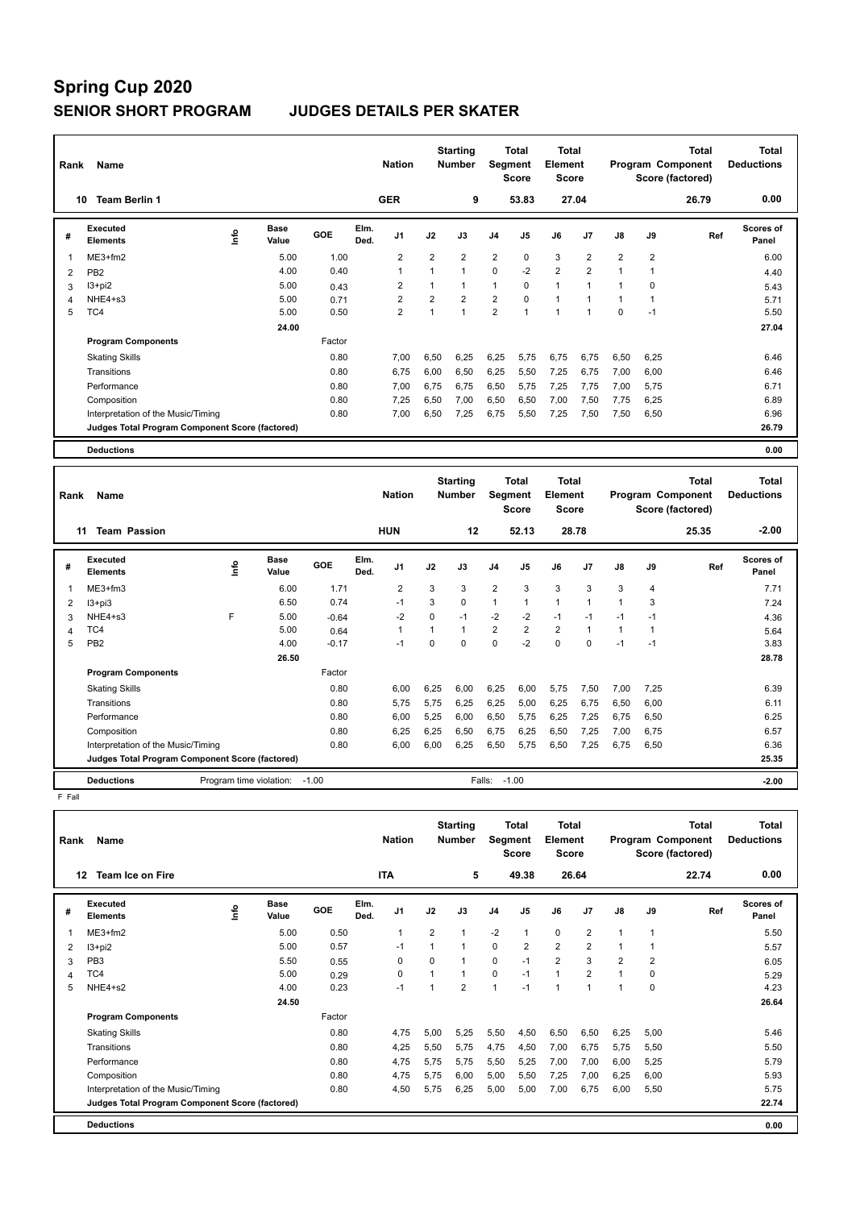# Spring Cup 2020

## SENIOR SHORT PROGRAM JUDGES DETAILS PER SKATER

| Rank | Name | Nation | Starting Number | Total Segment Score | Total Element Score | Total Program Component Score (factored) | Total Deductions |
|---|---|---|---|---|---|---|---|
| 10 | Team Berlin 1 | GER | 9 | 53.83 | 27.04 | 26.79 | 0.00 |

| # | Executed Elements | Info | Base Value | GOE | Elm. Ded. | J1 | J2 | J3 | J4 | J5 | J6 | J7 | J8 | J9 | Ref | Scores of Panel |
|---|---|---|---|---|---|---|---|---|---|---|---|---|---|---|---|---|
| 1 | ME3+fm2 | | 5.00 | 1.00 | | 2 | 2 | 2 | 2 | 0 | 3 | 2 | 2 | 2 | | 6.00 |
| 2 | PB2 | | 4.00 | 0.40 | | 1 | 1 | 1 | 0 | -2 | 2 | 2 | 1 | 1 | | 4.40 |
| 3 | I3+pi2 | | 5.00 | 0.43 | | 2 | 1 | 1 | 1 | 0 | 1 | 1 | 1 | 0 | | 5.43 |
| 4 | NHE4+s3 | | 5.00 | 0.71 | | 2 | 2 | 2 | 2 | 0 | 1 | 1 | 1 | 1 | | 5.71 |
| 5 | TC4 | | 5.00 | 0.50 | | 2 | 1 | 1 | 2 | 1 | 1 | 1 | 0 | -1 | | 5.50 |
| | | | 24.00 | | | | | | | | | | | | | 27.04 |

| Program Components | Factor | J1 | J2 | J3 | J4 | J5 | J6 | J7 | J8 | J9 | Scores of Panel |
|---|---|---|---|---|---|---|---|---|---|---|---|
| Skating Skills | 0.80 | 7,00 | 6,50 | 6,25 | 6,25 | 5,75 | 6,75 | 6,75 | 6,50 | 6,25 | 6.46 |
| Transitions | 0.80 | 6,75 | 6,00 | 6,50 | 6,25 | 5,50 | 7,25 | 6,75 | 7,00 | 6,00 | 6.46 |
| Performance | 0.80 | 7,00 | 6,75 | 6,75 | 6,50 | 5,75 | 7,25 | 7,75 | 7,00 | 5,75 | 6.71 |
| Composition | 0.80 | 7,25 | 6,50 | 7,00 | 6,50 | 6,50 | 7,00 | 7,50 | 7,75 | 6,25 | 6.89 |
| Interpretation of the Music/Timing | 0.80 | 7,00 | 6,50 | 7,25 | 6,75 | 5,50 | 7,25 | 7,50 | 7,50 | 6,50 | 6.96 |
| Judges Total Program Component Score (factored) | | | | | | | | | | | 26.79 |

**Deductions** 0.00

| Rank | Name | Nation | Starting Number | Total Segment Score | Total Element Score | Total Program Component Score (factored) | Total Deductions |
|---|---|---|---|---|---|---|---|
| 11 | Team Passion | HUN | 12 | 52.13 | 28.78 | 25.35 | -2.00 |

| # | Executed Elements | Info | Base Value | GOE | Elm. Ded. | J1 | J2 | J3 | J4 | J5 | J6 | J7 | J8 | J9 | Ref | Scores of Panel |
|---|---|---|---|---|---|---|---|---|---|---|---|---|---|---|---|---|
| 1 | ME3+fm3 | | 6.00 | 1.71 | | 2 | 3 | 3 | 2 | 3 | 3 | 3 | 3 | 4 | | 7.71 |
| 2 | I3+pi3 | | 6.50 | 0.74 | | -1 | 3 | 0 | 1 | 1 | 1 | 1 | 1 | 3 | | 7.24 |
| 3 | NHE4+s3 | F | 5.00 | -0.64 | | -2 | 0 | -1 | -2 | -2 | -1 | -1 | -1 | -1 | | 4.36 |
| 4 | TC4 | | 5.00 | 0.64 | | 1 | 1 | 1 | 2 | 2 | 2 | 1 | 1 | 1 | | 5.64 |
| 5 | PB2 | | 4.00 | -0.17 | | -1 | 0 | 0 | 0 | -2 | 0 | 0 | -1 | -1 | | 3.83 |
| | | | 26.50 | | | | | | | | | | | | | 28.78 |

| Program Components | Factor | J1 | J2 | J3 | J4 | J5 | J6 | J7 | J8 | J9 | Scores of Panel |
|---|---|---|---|---|---|---|---|---|---|---|---|
| Skating Skills | 0.80 | 6,00 | 6,25 | 6,00 | 6,25 | 6,00 | 5,75 | 7,50 | 7,00 | 7,25 | 6.39 |
| Transitions | 0.80 | 5,75 | 5,75 | 6,25 | 6,25 | 5,00 | 6,25 | 6,75 | 6,50 | 6,00 | 6.11 |
| Performance | 0.80 | 6,00 | 5,25 | 6,00 | 6,50 | 5,75 | 6,25 | 7,25 | 6,75 | 6,50 | 6.25 |
| Composition | 0.80 | 6,25 | 6,25 | 6,50 | 6,75 | 6,25 | 6,50 | 7,25 | 7,00 | 6,75 | 6.57 |
| Interpretation of the Music/Timing | 0.80 | 6,00 | 6,00 | 6,25 | 6,50 | 5,75 | 6,50 | 7,25 | 6,75 | 6,50 | 6.36 |
| Judges Total Program Component Score (factored) | | | | | | | | | | | 25.35 |

**Deductions** Program time violation: -1.00 Falls: -1.00 **-2.00**

F Fall

| Rank | Name | Nation | Starting Number | Total Segment Score | Total Element Score | Total Program Component Score (factored) | Total Deductions |
|---|---|---|---|---|---|---|---|
| 12 | Team Ice on Fire | ITA | 5 | 49.38 | 26.64 | 22.74 | 0.00 |

| # | Executed Elements | Info | Base Value | GOE | Elm. Ded. | J1 | J2 | J3 | J4 | J5 | J6 | J7 | J8 | J9 | Ref | Scores of Panel |
|---|---|---|---|---|---|---|---|---|---|---|---|---|---|---|---|---|
| 1 | ME3+fm2 | | 5.00 | 0.50 | | 1 | 2 | 1 | -2 | 1 | 0 | 2 | 1 | 1 | | 5.50 |
| 2 | I3+pi2 | | 5.00 | 0.57 | | -1 | 1 | 1 | 0 | 2 | 2 | 2 | 1 | 1 | | 5.57 |
| 3 | PB3 | | 5.50 | 0.55 | | 0 | 0 | 1 | 0 | -1 | 2 | 3 | 2 | 2 | | 6.05 |
| 4 | TC4 | | 5.00 | 0.29 | | 0 | 1 | 1 | 0 | -1 | 1 | 2 | 1 | 0 | | 5.29 |
| 5 | NHE4+s2 | | 4.00 | 0.23 | | -1 | 1 | 2 | 1 | -1 | 1 | 1 | 1 | 0 | | 4.23 |
| | | | 24.50 | | | | | | | | | | | | | 26.64 |

| Program Components | Factor | J1 | J2 | J3 | J4 | J5 | J6 | J7 | J8 | J9 | Scores of Panel |
|---|---|---|---|---|---|---|---|---|---|---|---|
| Skating Skills | 0.80 | 4,75 | 5,00 | 5,25 | 5,50 | 4,50 | 6,50 | 6,50 | 6,25 | 5,00 | 5.46 |
| Transitions | 0.80 | 4,25 | 5,50 | 5,75 | 4,75 | 4,50 | 7,00 | 6,75 | 5,75 | 5,50 | 5.50 |
| Performance | 0.80 | 4,75 | 5,75 | 5,75 | 5,50 | 5,25 | 7,00 | 7,00 | 6,00 | 5,25 | 5.79 |
| Composition | 0.80 | 4,75 | 5,75 | 6,00 | 5,00 | 5,50 | 7,25 | 7,00 | 6,25 | 6,00 | 5.93 |
| Interpretation of the Music/Timing | 0.80 | 4,50 | 5,75 | 6,25 | 5,00 | 5,00 | 7,00 | 6,75 | 6,00 | 5,50 | 5.75 |
| Judges Total Program Component Score (factored) | | | | | | | | | | | 22.74 |

**Deductions** 0.00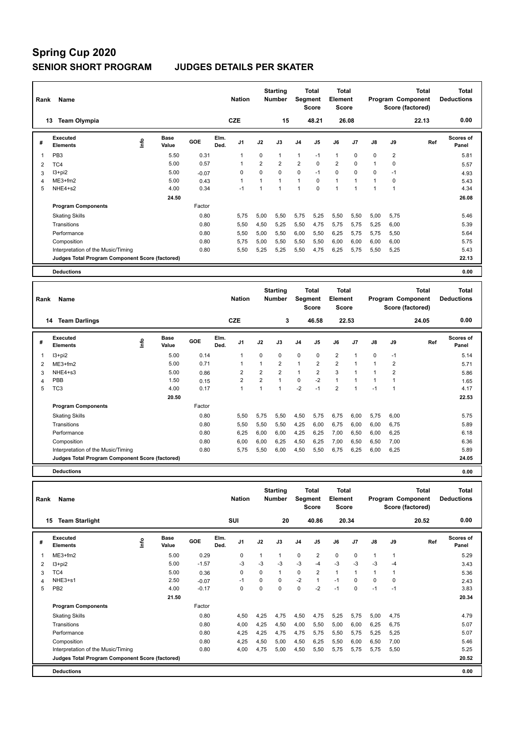# Spring Cup 2020

## SENIOR SHORT PROGRAM JUDGES DETAILS PER SKATER

| Rank | Name | Nation | Starting Number | Total Segment Score | Total Element Score | Total Program Component Score (factored) | Total Deductions |
|---|---|---|---|---|---|---|---|
| 13 | Team Olympia | CZE | 15 | 48.21 | 26.08 | 22.13 | 0.00 |

| # | Executed Elements | Info | Base Value | GOE | Elm. Ded. | J1 | J2 | J3 | J4 | J5 | J6 | J7 | J8 | J9 | Ref | Scores of Panel |
|---|---|---|---|---|---|---|---|---|---|---|---|---|---|---|---|---|
| 1 | PB3 | | 5.50 | 0.31 | | 1 | 0 | 1 | 1 | -1 | 1 | 0 | 0 | 2 | | 5.81 |
| 2 | TC4 | | 5.00 | 0.57 | | 1 | 2 | 2 | 2 | 0 | 2 | 0 | 1 | 0 | | 5.57 |
| 3 | I3+pi2 | | 5.00 | -0.07 | | 0 | 0 | 0 | 0 | -1 | 0 | 0 | 0 | -1 | | 4.93 |
| 4 | ME3+fm2 | | 5.00 | 0.43 | | 1 | 1 | 1 | 1 | 0 | 1 | 1 | 1 | 0 | | 5.43 |
| 5 | NHE4+s2 | | 4.00 | 0.34 | | -1 | 1 | 1 | 1 | 0 | 1 | 1 | 1 | 1 | | 4.34 |
| | | | 24.50 | | | | | | | | | | | | | 26.08 |
| | **Program Components** | | | Factor | | | | | | | | | | | | |
| | Skating Skills | | | 0.80 | | 5,75 | 5,00 | 5,50 | 5,75 | 5,25 | 5,50 | 5,50 | 5,00 | 5,75 | | 5.46 |
| | Transitions | | | 0.80 | | 5,50 | 4,50 | 5,25 | 5,50 | 4,75 | 5,75 | 5,75 | 5,25 | 6,00 | | 5.39 |
| | Performance | | | 0.80 | | 5,50 | 5,00 | 5,50 | 6,00 | 5,50 | 6,25 | 5,75 | 5,75 | 5,50 | | 5.64 |
| | Composition | | | 0.80 | | 5,75 | 5,00 | 5,50 | 5,50 | 5,50 | 6,00 | 6,00 | 6,00 | 6,00 | | 5.75 |
| | Interpretation of the Music/Timing | | | 0.80 | | 5,50 | 5,25 | 5,25 | 5,50 | 4,75 | 6,25 | 5,75 | 5,50 | 5,25 | | 5.43 |
| | **Judges Total Program Component Score (factored)** | | | | | | | | | | | | | | | 22.13 |
| | **Deductions** | | | | | | | | | | | | | | | 0.00 |

| Rank | Name | Nation | Starting Number | Total Segment Score | Total Element Score | Total Program Component Score (factored) | Total Deductions |
|---|---|---|---|---|---|---|---|
| 14 | Team Darlings | CZE | 3 | 46.58 | 22.53 | 24.05 | 0.00 |

| # | Executed Elements | Info | Base Value | GOE | Elm. Ded. | J1 | J2 | J3 | J4 | J5 | J6 | J7 | J8 | J9 | Ref | Scores of Panel |
|---|---|---|---|---|---|---|---|---|---|---|---|---|---|---|---|---|
| 1 | I3+pi2 | | 5.00 | 0.14 | | 1 | 0 | 0 | 0 | 0 | 2 | 1 | 0 | -1 | | 5.14 |
| 2 | ME3+fm2 | | 5.00 | 0.71 | | 1 | 1 | 2 | 1 | 2 | 2 | 1 | 1 | 2 | | 5.71 |
| 3 | NHE4+s3 | | 5.00 | 0.86 | | 2 | 2 | 2 | 1 | 2 | 3 | 1 | 1 | 2 | | 5.86 |
| 4 | PBB | | 1.50 | 0.15 | | 2 | 2 | 1 | 0 | -2 | 1 | 1 | 1 | 1 | | 1.65 |
| 5 | TC3 | | 4.00 | 0.17 | | 1 | 1 | 1 | -2 | -1 | 2 | 1 | -1 | 1 | | 4.17 |
| | | | 20.50 | | | | | | | | | | | | | 22.53 |
| | **Program Components** | | | Factor | | | | | | | | | | | | |
| | Skating Skills | | | 0.80 | | 5,50 | 5,75 | 5,50 | 4,50 | 5,75 | 6,75 | 6,00 | 5,75 | 6,00 | | 5.75 |
| | Transitions | | | 0.80 | | 5,50 | 5,50 | 5,50 | 4,25 | 6,00 | 6,75 | 6,00 | 6,00 | 6,75 | | 5.89 |
| | Performance | | | 0.80 | | 6,25 | 6,00 | 6,00 | 4,25 | 6,25 | 7,00 | 6,50 | 6,00 | 6,25 | | 6.18 |
| | Composition | | | 0.80 | | 6,00 | 6,00 | 6,25 | 4,50 | 6,25 | 7,00 | 6,50 | 6,50 | 7,00 | | 6.36 |
| | Interpretation of the Music/Timing | | | 0.80 | | 5,75 | 5,50 | 6,00 | 4,50 | 5,50 | 6,75 | 6,25 | 6,00 | 6,25 | | 5.89 |
| | **Judges Total Program Component Score (factored)** | | | | | | | | | | | | | | | 24.05 |
| | **Deductions** | | | | | | | | | | | | | | | 0.00 |

| Rank | Name | Nation | Starting Number | Total Segment Score | Total Element Score | Total Program Component Score (factored) | Total Deductions |
|---|---|---|---|---|---|---|---|
| 15 | Team Starlight | SUI | 20 | 40.86 | 20.34 | 20.52 | 0.00 |

| # | Executed Elements | Info | Base Value | GOE | Elm. Ded. | J1 | J2 | J3 | J4 | J5 | J6 | J7 | J8 | J9 | Ref | Scores of Panel |
|---|---|---|---|---|---|---|---|---|---|---|---|---|---|---|---|---|
| 1 | ME3+fm2 | | 5.00 | 0.29 | | 0 | 1 | 1 | 0 | 2 | 0 | 0 | 1 | 1 | | 5.29 |
| 2 | I3+pi2 | | 5.00 | -1.57 | | -3 | -3 | -3 | -3 | -4 | -3 | -3 | -3 | -4 | | 3.43 |
| 3 | TC4 | | 5.00 | 0.36 | | 0 | 0 | 1 | 0 | 2 | 1 | 1 | 1 | 1 | | 5.36 |
| 4 | NHE3+s1 | | 2.50 | -0.07 | | -1 | 0 | 0 | -2 | 1 | -1 | 0 | 0 | 0 | | 2.43 |
| 5 | PB2 | | 4.00 | -0.17 | | 0 | 0 | 0 | 0 | -2 | -1 | 0 | -1 | -1 | | 3.83 |
| | | | 21.50 | | | | | | | | | | | | | 20.34 |
| | **Program Components** | | | Factor | | | | | | | | | | | | |
| | Skating Skills | | | 0.80 | | 4,50 | 4,25 | 4,75 | 4,50 | 4,75 | 5,25 | 5,75 | 5,00 | 4,75 | | 4.79 |
| | Transitions | | | 0.80 | | 4,00 | 4,25 | 4,50 | 4,00 | 5,50 | 5,00 | 6,00 | 6,25 | 6,75 | | 5.07 |
| | Performance | | | 0.80 | | 4,25 | 4,25 | 4,75 | 4,75 | 5,75 | 5,50 | 5,75 | 5,25 | 5,25 | | 5.07 |
| | Composition | | | 0.80 | | 4,25 | 4,50 | 5,00 | 4,50 | 6,25 | 5,50 | 6,00 | 6,50 | 7,00 | | 5.46 |
| | Interpretation of the Music/Timing | | | 0.80 | | 4,00 | 4,75 | 5,00 | 4,50 | 5,50 | 5,75 | 5,75 | 5,75 | 5,50 | | 5.25 |
| | **Judges Total Program Component Score (factored)** | | | | | | | | | | | | | | | 20.52 |
| | **Deductions** | | | | | | | | | | | | | | | 0.00 |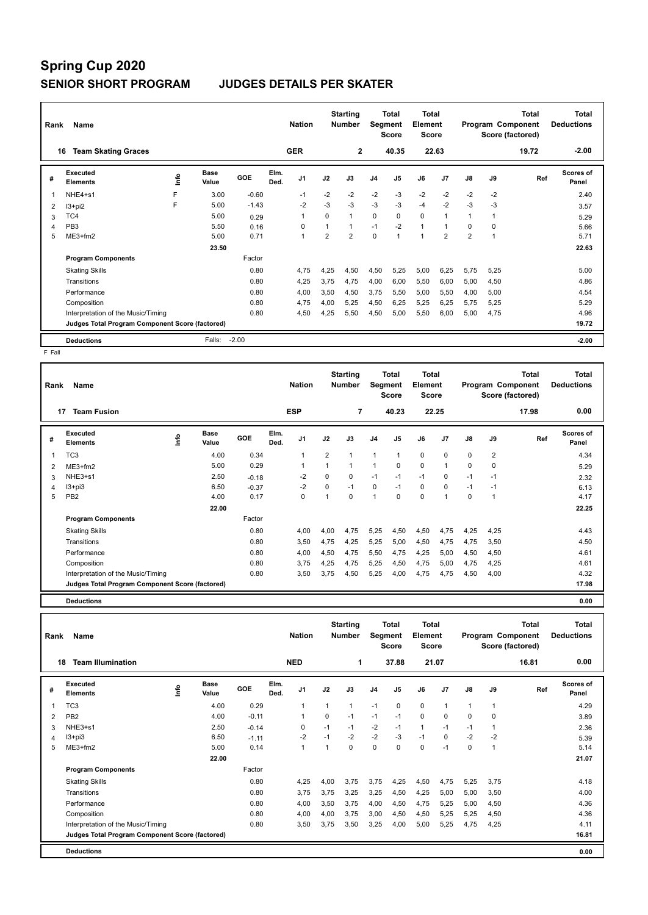# Spring Cup 2020

## SENIOR SHORT PROGRAM — JUDGES DETAILS PER SKATER

| Rank | Name | Nation | Starting Number | Total Segment Score | Total Element Score | Total Program Component Score (factored) | Total Deductions |
|---|---|---|---|---|---|---|---|
| 16 | Team Skating Graces | GER | 2 | 40.35 | 22.63 | 19.72 | -2.00 |

| # | Executed Elements | Info | Base Value | GOE | Elm. Ded. | J1 | J2 | J3 | J4 | J5 | J6 | J7 | J8 | J9 | Ref | Scores of Panel |
|---|---|---|---|---|---|---|---|---|---|---|---|---|---|---|---|---|
| 1 | NHE4+s1 | F | 3.00 | -0.60 | | -1 | -2 | -2 | -2 | -3 | -2 | -2 | -2 | -2 | | 2.40 |
| 2 | I3+pi2 | F | 5.00 | -1.43 | | -2 | -3 | -3 | -3 | -3 | -4 | -2 | -3 | -3 | | 3.57 |
| 3 | TC4 | | 5.00 | 0.29 | | 1 | 0 | 1 | 0 | 0 | 0 | 1 | 1 | 1 | | 5.29 |
| 4 | PB3 | | 5.50 | 0.16 | | 0 | 1 | 1 | -1 | -2 | 1 | 1 | 0 | 0 | | 5.66 |
| 5 | ME3+fm2 | | 5.00 | 0.71 | | 1 | 2 | 2 | 0 | 1 | 1 | 2 | 2 | 1 | | 5.71 |
| | | | 23.50 | | | | | | | | | | | | | 22.63 |
| | **Program Components** | | | Factor | | | | | | | | | | | | |
| | Skating Skills | | | 0.80 | | 4,75 | 4,25 | 4,50 | 4,50 | 5,25 | 5,00 | 6,25 | 5,75 | 5,25 | | 5.00 |
| | Transitions | | | 0.80 | | 4,25 | 3,75 | 4,75 | 4,00 | 6,00 | 5,50 | 6,00 | 5,00 | 4,50 | | 4.86 |
| | Performance | | | 0.80 | | 4,00 | 3,50 | 4,50 | 3,75 | 5,50 | 5,00 | 5,50 | 4,00 | 5,00 | | 4.54 |
| | Composition | | | 0.80 | | 4,75 | 4,00 | 5,25 | 4,50 | 6,25 | 5,25 | 6,25 | 5,75 | 5,25 | | 5.29 |
| | Interpretation of the Music/Timing | | | 0.80 | | 4,50 | 4,25 | 5,50 | 4,50 | 5,00 | 5,50 | 6,00 | 5,00 | 4,75 | | 4.96 |
| | **Judges Total Program Component Score (factored)** | | | | | | | | | | | | | | | 19.72 |
| | **Deductions** | | Falls: | -2.00 | | | | | | | | | | | | -2.00 |

F Fall

| Rank | Name | Nation | Starting Number | Total Segment Score | Total Element Score | Total Program Component Score (factored) | Total Deductions |
|---|---|---|---|---|---|---|---|
| 17 | Team Fusion | ESP | 7 | 40.23 | 22.25 | 17.98 | 0.00 |

| # | Executed Elements | Info | Base Value | GOE | Elm. Ded. | J1 | J2 | J3 | J4 | J5 | J6 | J7 | J8 | J9 | Ref | Scores of Panel |
|---|---|---|---|---|---|---|---|---|---|---|---|---|---|---|---|---|
| 1 | TC3 | | 4.00 | 0.34 | | 1 | 2 | 1 | 1 | 1 | 0 | 0 | 0 | 2 | | 4.34 |
| 2 | ME3+fm2 | | 5.00 | 0.29 | | 1 | 1 | 1 | 1 | 0 | 0 | 1 | 0 | 0 | | 5.29 |
| 3 | NHE3+s1 | | 2.50 | -0.18 | | -2 | 0 | 0 | -1 | -1 | -1 | 0 | -1 | -1 | | 2.32 |
| 4 | I3+pi3 | | 6.50 | -0.37 | | -2 | 0 | -1 | 0 | -1 | 0 | 0 | -1 | -1 | | 6.13 |
| 5 | PB2 | | 4.00 | 0.17 | | 0 | 1 | 0 | 1 | 0 | 0 | 1 | 0 | 1 | | 4.17 |
| | | | 22.00 | | | | | | | | | | | | | 22.25 |
| | **Program Components** | | | Factor | | | | | | | | | | | | |
| | Skating Skills | | | 0.80 | | 4,00 | 4,00 | 4,75 | 5,25 | 4,50 | 4,50 | 4,75 | 4,25 | 4,25 | | 4.43 |
| | Transitions | | | 0.80 | | 3,50 | 4,75 | 4,25 | 5,25 | 5,00 | 4,50 | 4,75 | 4,75 | 3,50 | | 4.50 |
| | Performance | | | 0.80 | | 4,00 | 4,50 | 4,75 | 5,50 | 4,75 | 4,25 | 5,00 | 4,50 | 4,50 | | 4.61 |
| | Composition | | | 0.80 | | 3,75 | 4,25 | 4,75 | 5,25 | 4,50 | 4,75 | 5,00 | 4,75 | 4,25 | | 4.61 |
| | Interpretation of the Music/Timing | | | 0.80 | | 3,50 | 3,75 | 4,50 | 5,25 | 4,00 | 4,75 | 4,75 | 4,50 | 4,00 | | 4.32 |
| | **Judges Total Program Component Score (factored)** | | | | | | | | | | | | | | | 17.98 |
| | **Deductions** | | | | | | | | | | | | | | | 0.00 |

| Rank | Name | Nation | Starting Number | Total Segment Score | Total Element Score | Total Program Component Score (factored) | Total Deductions |
|---|---|---|---|---|---|---|---|
| 18 | Team Illumination | NED | 1 | 37.88 | 21.07 | 16.81 | 0.00 |

| # | Executed Elements | Info | Base Value | GOE | Elm. Ded. | J1 | J2 | J3 | J4 | J5 | J6 | J7 | J8 | J9 | Ref | Scores of Panel |
|---|---|---|---|---|---|---|---|---|---|---|---|---|---|---|---|---|
| 1 | TC3 | | 4.00 | 0.29 | | 1 | 1 | 1 | -1 | 0 | 0 | 1 | 1 | 1 | | 4.29 |
| 2 | PB2 | | 4.00 | -0.11 | | 1 | 0 | -1 | -1 | -1 | 0 | 0 | 0 | 0 | | 3.89 |
| 3 | NHE3+s1 | | 2.50 | -0.14 | | 0 | -1 | -1 | -2 | -1 | 1 | -1 | -1 | 1 | | 2.36 |
| 4 | I3+pi3 | | 6.50 | -1.11 | | -2 | -1 | -2 | -2 | -3 | -1 | 0 | -2 | -2 | | 5.39 |
| 5 | ME3+fm2 | | 5.00 | 0.14 | | 1 | 1 | 0 | 0 | 0 | 0 | -1 | 0 | 1 | | 5.14 |
| | | | 22.00 | | | | | | | | | | | | | 21.07 |
| | **Program Components** | | | Factor | | | | | | | | | | | | |
| | Skating Skills | | | 0.80 | | 4,25 | 4,00 | 3,75 | 3,75 | 4,25 | 4,50 | 4,75 | 5,25 | 3,75 | | 4.18 |
| | Transitions | | | 0.80 | | 3,75 | 3,75 | 3,25 | 3,25 | 4,50 | 4,25 | 5,00 | 5,00 | 3,50 | | 4.00 |
| | Performance | | | 0.80 | | 4,00 | 3,50 | 3,75 | 4,00 | 4,50 | 4,75 | 5,25 | 5,00 | 4,50 | | 4.36 |
| | Composition | | | 0.80 | | 4,00 | 4,00 | 3,75 | 3,00 | 4,50 | 4,50 | 5,25 | 5,25 | 4,50 | | 4.36 |
| | Interpretation of the Music/Timing | | | 0.80 | | 3,50 | 3,75 | 3,50 | 3,25 | 4,00 | 5,00 | 5,25 | 4,75 | 4,25 | | 4.11 |
| | **Judges Total Program Component Score (factored)** | | | | | | | | | | | | | | | 16.81 |
| | **Deductions** | | | | | | | | | | | | | | | 0.00 |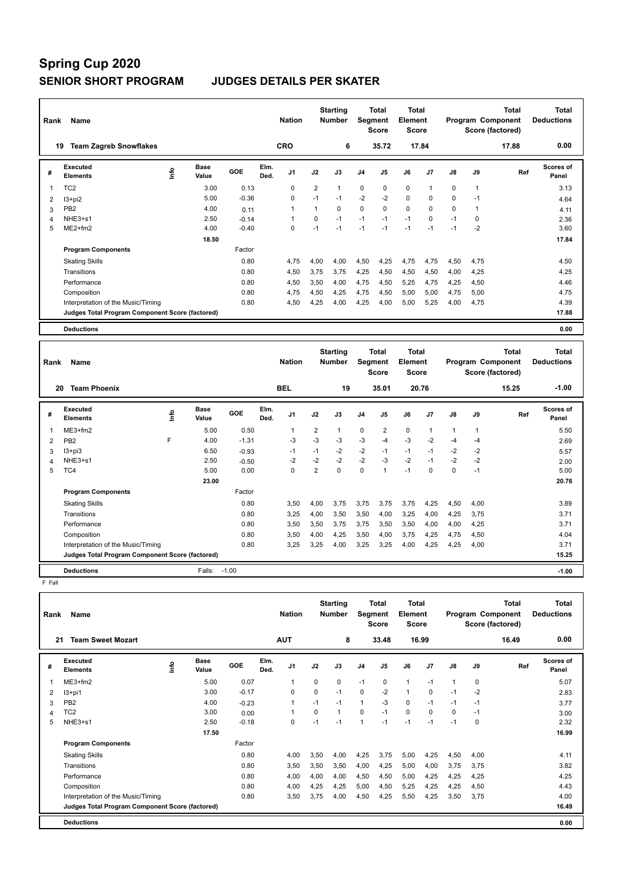# Spring Cup 2020

## SENIOR SHORT PROGRAM JUDGES DETAILS PER SKATER

| Rank | Name | Nation | Starting Number | Total Segment Score | Total Element Score | Total Program Component Score (factored) | Total Deductions |
|---|---|---|---|---|---|---|---|
| 19 | Team Zagreb Snowflakes | CRO | 6 | 35.72 | 17.84 | 17.88 | 0.00 |

| # | Executed Elements | Info | Base Value | GOE | Elm. Ded. | J1 | J2 | J3 | J4 | J5 | J6 | J7 | J8 | J9 | Ref | Scores of Panel |
|---|---|---|---|---|---|---|---|---|---|---|---|---|---|---|---|---|
| 1 | TC2 | | 3.00 | 0.13 | | 0 | 2 | 1 | 0 | 0 | 0 | 1 | 0 | 1 | | 3.13 |
| 2 | I3+pi2 | | 5.00 | -0.36 | | 0 | -1 | -1 | -2 | -2 | 0 | 0 | 0 | -1 | | 4.64 |
| 3 | PB2 | | 4.00 | 0.11 | | 1 | 1 | 0 | 0 | 0 | 0 | 0 | 0 | 1 | | 4.11 |
| 4 | NHE3+s1 | | 2.50 | -0.14 | | 1 | 0 | -1 | -1 | -1 | -1 | 0 | -1 | 0 | | 2.36 |
| 5 | ME2+fm2 | | 4.00 | -0.40 | | 0 | -1 | -1 | -1 | -1 | -1 | -1 | -1 | -2 | | 3.60 |
| | | | 18.50 | | | | | | | | | | | | | 17.84 |

| Program Components | Factor | J1 | J2 | J3 | J4 | J5 | J6 | J7 | J8 | J9 | Scores of Panel |
|---|---|---|---|---|---|---|---|---|---|---|---|
| Skating Skills | 0.80 | 4,75 | 4,00 | 4,00 | 4,50 | 4,25 | 4,75 | 4,75 | 4,50 | 4,75 | 4.50 |
| Transitions | 0.80 | 4,50 | 3,75 | 3,75 | 4,25 | 4,50 | 4,50 | 4,50 | 4,00 | 4,25 | 4.25 |
| Performance | 0.80 | 4,50 | 3,50 | 4,00 | 4,75 | 4,50 | 5,25 | 4,75 | 4,25 | 4,50 | 4.46 |
| Composition | 0.80 | 4,75 | 4,50 | 4,25 | 4,75 | 4,50 | 5,00 | 5,00 | 4,75 | 5,00 | 4.75 |
| Interpretation of the Music/Timing | 0.80 | 4,50 | 4,25 | 4,00 | 4,25 | 4,00 | 5,00 | 5,25 | 4,00 | 4,75 | 4.39 |
| Judges Total Program Component Score (factored) | | | | | | | | | | | 17.88 |

**Deductions** 0.00

| Rank | Name | Nation | Starting Number | Total Segment Score | Total Element Score | Total Program Component Score (factored) | Total Deductions |
|---|---|---|---|---|---|---|---|
| 20 | Team Phoenix | BEL | 19 | 35.01 | 20.76 | 15.25 | -1.00 |

| # | Executed Elements | Info | Base Value | GOE | Elm. Ded. | J1 | J2 | J3 | J4 | J5 | J6 | J7 | J8 | J9 | Ref | Scores of Panel |
|---|---|---|---|---|---|---|---|---|---|---|---|---|---|---|---|---|
| 1 | ME3+fm2 | | 5.00 | 0.50 | | 1 | 2 | 1 | 0 | 2 | 0 | 1 | 1 | 1 | | 5.50 |
| 2 | PB2 | F | 4.00 | -1.31 | | -3 | -3 | -3 | -3 | -4 | -3 | -2 | -4 | -4 | | 2.69 |
| 3 | I3+pi3 | | 6.50 | -0.93 | | -1 | -1 | -2 | -2 | -1 | -1 | -1 | -2 | -2 | | 5.57 |
| 4 | NHE3+s1 | | 2.50 | -0.50 | | -2 | -2 | -2 | -2 | -3 | -2 | -1 | -2 | -2 | | 2.00 |
| 5 | TC4 | | 5.00 | 0.00 | | 0 | 2 | 0 | 0 | 1 | -1 | 0 | 0 | -1 | | 5.00 |
| | | | 23.00 | | | | | | | | | | | | | 20.76 |

| Program Components | Factor | J1 | J2 | J3 | J4 | J5 | J6 | J7 | J8 | J9 | Scores of Panel |
|---|---|---|---|---|---|---|---|---|---|---|---|
| Skating Skills | 0.80 | 3,50 | 4,00 | 3,75 | 3,75 | 3,75 | 3,75 | 4,25 | 4,50 | 4,00 | 3.89 |
| Transitions | 0.80 | 3,25 | 4,00 | 3,50 | 3,50 | 4,00 | 3,25 | 4,00 | 4,25 | 3,75 | 3.71 |
| Performance | 0.80 | 3,50 | 3,50 | 3,75 | 3,75 | 3,50 | 3,50 | 4,00 | 4,00 | 4,25 | 3.71 |
| Composition | 0.80 | 3,50 | 4,00 | 4,25 | 3,50 | 4,00 | 3,75 | 4,25 | 4,75 | 4,50 | 4.04 |
| Interpretation of the Music/Timing | 0.80 | 3,25 | 3,25 | 4,00 | 3,25 | 3,25 | 4,00 | 4,25 | 4,25 | 4,00 | 3.71 |
| Judges Total Program Component Score (factored) | | | | | | | | | | | 15.25 |

**Deductions** Falls: -1.00 **-1.00**

F Fall

| Rank | Name | Nation | Starting Number | Total Segment Score | Total Element Score | Total Program Component Score (factored) | Total Deductions |
|---|---|---|---|---|---|---|---|
| 21 | Team Sweet Mozart | AUT | 8 | 33.48 | 16.99 | 16.49 | 0.00 |

| # | Executed Elements | Info | Base Value | GOE | Elm. Ded. | J1 | J2 | J3 | J4 | J5 | J6 | J7 | J8 | J9 | Ref | Scores of Panel |
|---|---|---|---|---|---|---|---|---|---|---|---|---|---|---|---|---|
| 1 | ME3+fm2 | | 5.00 | 0.07 | | 1 | 0 | 0 | -1 | 0 | 1 | -1 | 1 | 0 | | 5.07 |
| 2 | I3+pi1 | | 3.00 | -0.17 | | 0 | 0 | -1 | 0 | -2 | 1 | 0 | -1 | -2 | | 2.83 |
| 3 | PB2 | | 4.00 | -0.23 | | 1 | -1 | -1 | 1 | -3 | 0 | -1 | -1 | -1 | | 3.77 |
| 4 | TC2 | | 3.00 | 0.00 | | 1 | 0 | 1 | 0 | -1 | 0 | 0 | 0 | -1 | | 3.00 |
| 5 | NHE3+s1 | | 2.50 | -0.18 | | 0 | -1 | -1 | 1 | -1 | -1 | -1 | -1 | 0 | | 2.32 |
| | | | 17.50 | | | | | | | | | | | | | 16.99 |

| Program Components | Factor | J1 | J2 | J3 | J4 | J5 | J6 | J7 | J8 | J9 | Scores of Panel |
|---|---|---|---|---|---|---|---|---|---|---|---|
| Skating Skills | 0.80 | 4,00 | 3,50 | 4,00 | 4,25 | 3,75 | 5,00 | 4,25 | 4,50 | 4,00 | 4.11 |
| Transitions | 0.80 | 3,50 | 3,50 | 3,50 | 4,00 | 4,25 | 5,00 | 4,00 | 3,75 | 3,75 | 3.82 |
| Performance | 0.80 | 4,00 | 4,00 | 4,00 | 4,50 | 4,50 | 5,00 | 4,25 | 4,25 | 4,25 | 4.25 |
| Composition | 0.80 | 4,00 | 4,25 | 4,25 | 5,00 | 4,50 | 5,25 | 4,25 | 4,25 | 4,50 | 4.43 |
| Interpretation of the Music/Timing | 0.80 | 3,50 | 3,75 | 4,00 | 4,50 | 4,25 | 5,50 | 4,25 | 3,50 | 3,75 | 4.00 |
| Judges Total Program Component Score (factored) | | | | | | | | | | | 16.49 |

**Deductions** 0.00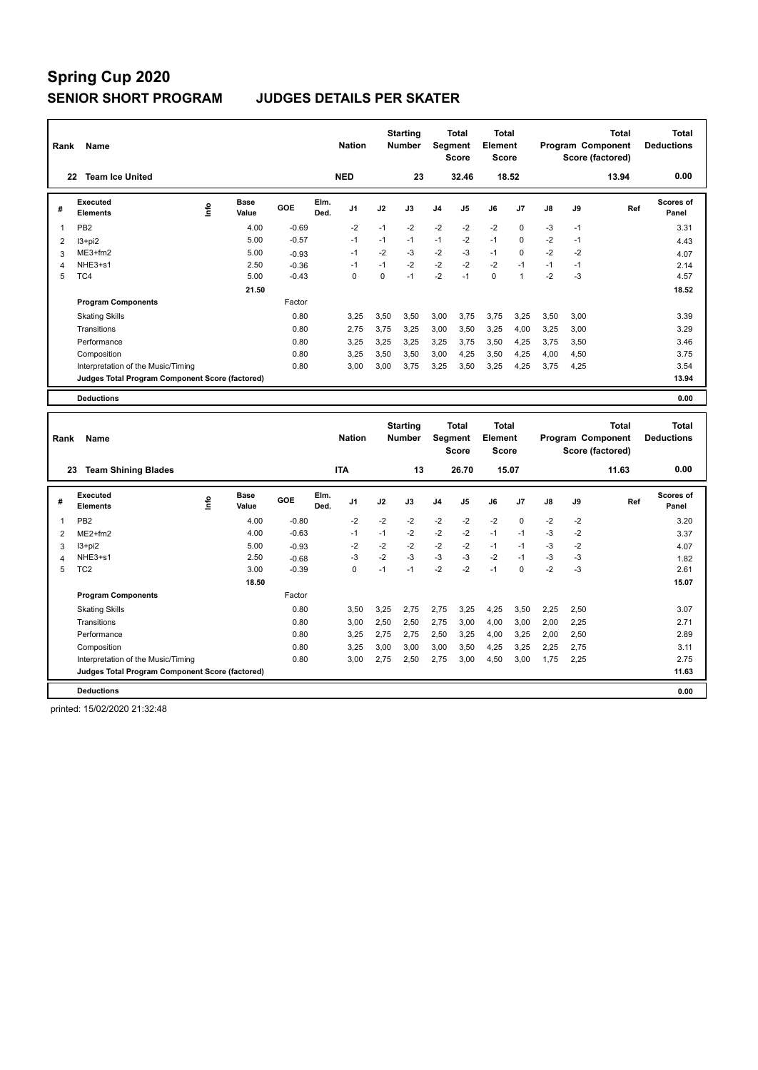# Spring Cup 2020

## SENIOR SHORT PROGRAM JUDGES DETAILS PER SKATER

| Rank | Name | Nation | Starting Number | Total Segment Score | Total Element Score | Total Program Component Score (factored) | Total Deductions |
|---|---|---|---|---|---|---|---|
| 22 | Team Ice United | NED | 23 | 32.46 | 18.52 | 13.94 | 0.00 |

| # | Executed Elements | Info | Base Value | GOE | Elm. Ded. | J1 | J2 | J3 | J4 | J5 | J6 | J7 | J8 | J9 | Ref | Scores of Panel |
|---|---|---|---|---|---|---|---|---|---|---|---|---|---|---|---|---|
| 1 | PB2 | | 4.00 | -0.69 | | -2 | -1 | -2 | -2 | -2 | -2 | 0 | -3 | -1 | | 3.31 |
| 2 | I3+pi2 | | 5.00 | -0.57 | | -1 | -1 | -1 | -1 | -2 | -1 | 0 | -2 | -1 | | 4.43 |
| 3 | ME3+fm2 | | 5.00 | -0.93 | | -1 | -2 | -3 | -2 | -3 | -1 | 0 | -2 | -2 | | 4.07 |
| 4 | NHE3+s1 | | 2.50 | -0.36 | | -1 | -1 | -2 | -2 | -2 | -2 | -1 | -1 | -1 | | 2.14 |
| 5 | TC4 | | 5.00 | -0.43 | | 0 | 0 | -1 | -2 | -1 | 0 | 1 | -2 | -3 | | 4.57 |
| | | | 21.50 | | | | | | | | | | | | | 18.52 |
| | **Program Components** | | | Factor | | | | | | | | | | | | |
| | Skating Skills | | | 0.80 | | 3,25 | 3,50 | 3,50 | 3,00 | 3,75 | 3,75 | 3,25 | 3,50 | 3,00 | | 3.39 |
| | Transitions | | | 0.80 | | 2,75 | 3,75 | 3,25 | 3,00 | 3,50 | 3,25 | 4,00 | 3,25 | 3,00 | | 3.29 |
| | Performance | | | 0.80 | | 3,25 | 3,25 | 3,25 | 3,25 | 3,75 | 3,50 | 4,25 | 3,75 | 3,50 | | 3.46 |
| | Composition | | | 0.80 | | 3,25 | 3,50 | 3,50 | 3,00 | 4,25 | 3,50 | 4,25 | 4,00 | 4,50 | | 3.75 |
| | Interpretation of the Music/Timing | | | 0.80 | | 3,00 | 3,00 | 3,75 | 3,25 | 3,50 | 3,25 | 4,25 | 3,75 | 4,25 | | 3.54 |
| | **Judges Total Program Component Score (factored)** | | | | | | | | | | | | | | | 13.94 |
| | **Deductions** | | | | | | | | | | | | | | | 0.00 |

| Rank | Name | Nation | Starting Number | Total Segment Score | Total Element Score | Total Program Component Score (factored) | Total Deductions |
|---|---|---|---|---|---|---|---|
| 23 | Team Shining Blades | ITA | 13 | 26.70 | 15.07 | 11.63 | 0.00 |

| # | Executed Elements | Info | Base Value | GOE | Elm. Ded. | J1 | J2 | J3 | J4 | J5 | J6 | J7 | J8 | J9 | Ref | Scores of Panel |
|---|---|---|---|---|---|---|---|---|---|---|---|---|---|---|---|---|
| 1 | PB2 | | 4.00 | -0.80 | | -2 | -2 | -2 | -2 | -2 | -2 | 0 | -2 | -2 | | 3.20 |
| 2 | ME2+fm2 | | 4.00 | -0.63 | | -1 | -1 | -2 | -2 | -2 | -1 | -1 | -3 | -2 | | 3.37 |
| 3 | I3+pi2 | | 5.00 | -0.93 | | -2 | -2 | -2 | -2 | -2 | -1 | -1 | -3 | -2 | | 4.07 |
| 4 | NHE3+s1 | | 2.50 | -0.68 | | -3 | -2 | -3 | -3 | -3 | -2 | -1 | -3 | -3 | | 1.82 |
| 5 | TC2 | | 3.00 | -0.39 | | 0 | -1 | -1 | -2 | -2 | -1 | 0 | -2 | -3 | | 2.61 |
| | | | 18.50 | | | | | | | | | | | | | 15.07 |
| | **Program Components** | | | Factor | | | | | | | | | | | | |
| | Skating Skills | | | 0.80 | | 3,50 | 3,25 | 2,75 | 2,75 | 3,25 | 4,25 | 3,50 | 2,25 | 2,50 | | 3.07 |
| | Transitions | | | 0.80 | | 3,00 | 2,50 | 2,50 | 2,75 | 3,00 | 4,00 | 3,00 | 2,00 | 2,25 | | 2.71 |
| | Performance | | | 0.80 | | 3,25 | 2,75 | 2,75 | 2,50 | 3,25 | 4,00 | 3,25 | 2,00 | 2,50 | | 2.89 |
| | Composition | | | 0.80 | | 3,25 | 3,00 | 3,00 | 3,00 | 3,50 | 4,25 | 3,25 | 2,25 | 2,75 | | 3.11 |
| | Interpretation of the Music/Timing | | | 0.80 | | 3,00 | 2,75 | 2,50 | 2,75 | 3,00 | 4,50 | 3,00 | 1,75 | 2,25 | | 2.75 |
| | **Judges Total Program Component Score (factored)** | | | | | | | | | | | | | | | 11.63 |
| | **Deductions** | | | | | | | | | | | | | | | 0.00 |

printed: 15/02/2020 21:32:48